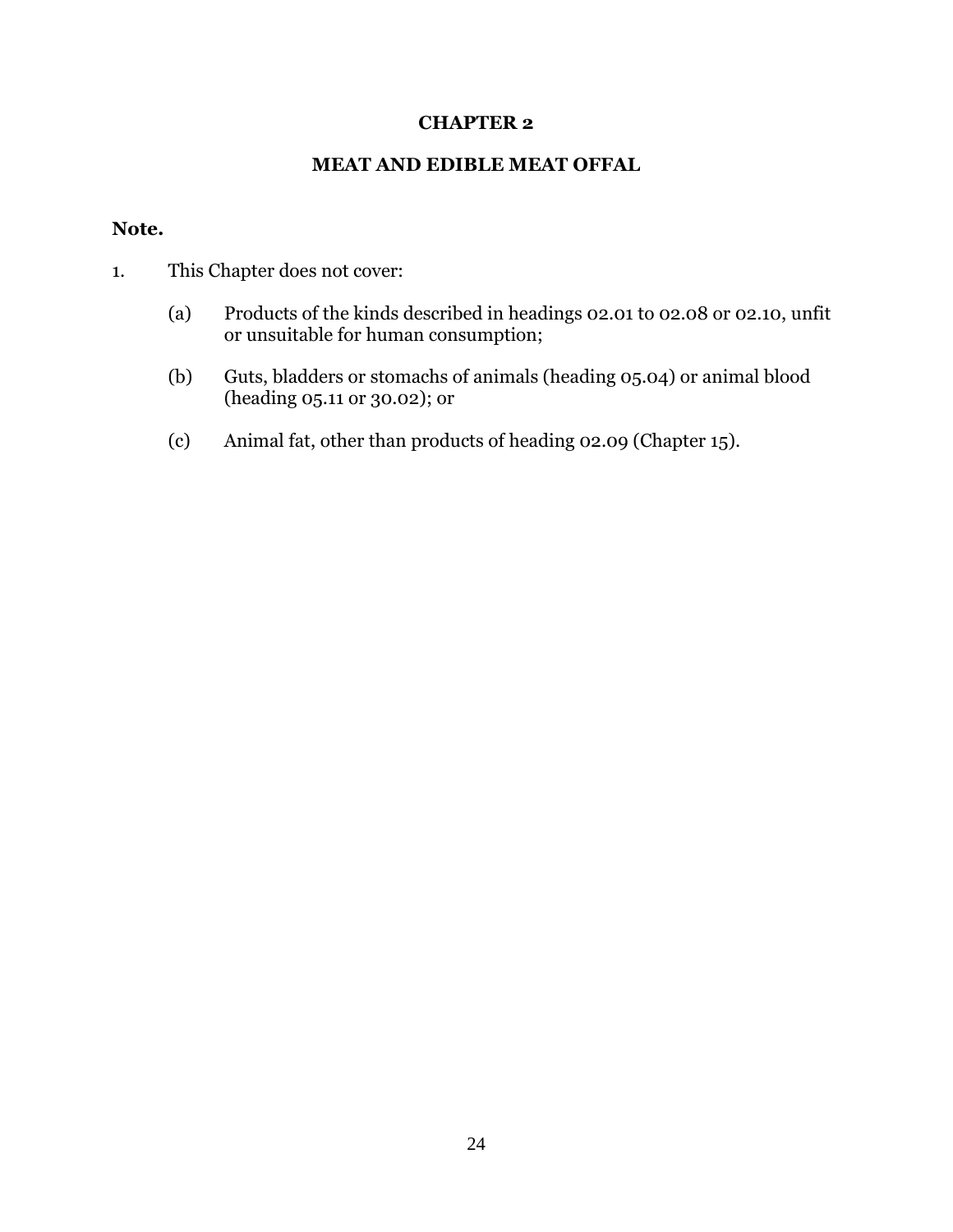# CHAPTER 2

## MEAT AND EDIBLE MEAT OFFAL

**Note.**

1. This Chapter does not cover:

   (a) Products of the kinds described in headings 02.01 to 02.08 or 02.10, unfit or unsuitable for human consumption;

   (b) Guts, bladders or stomachs of animals (heading 05.04) or animal blood (heading 05.11 or 30.02); or

   (c) Animal fat, other than products of heading 02.09 (Chapter 15).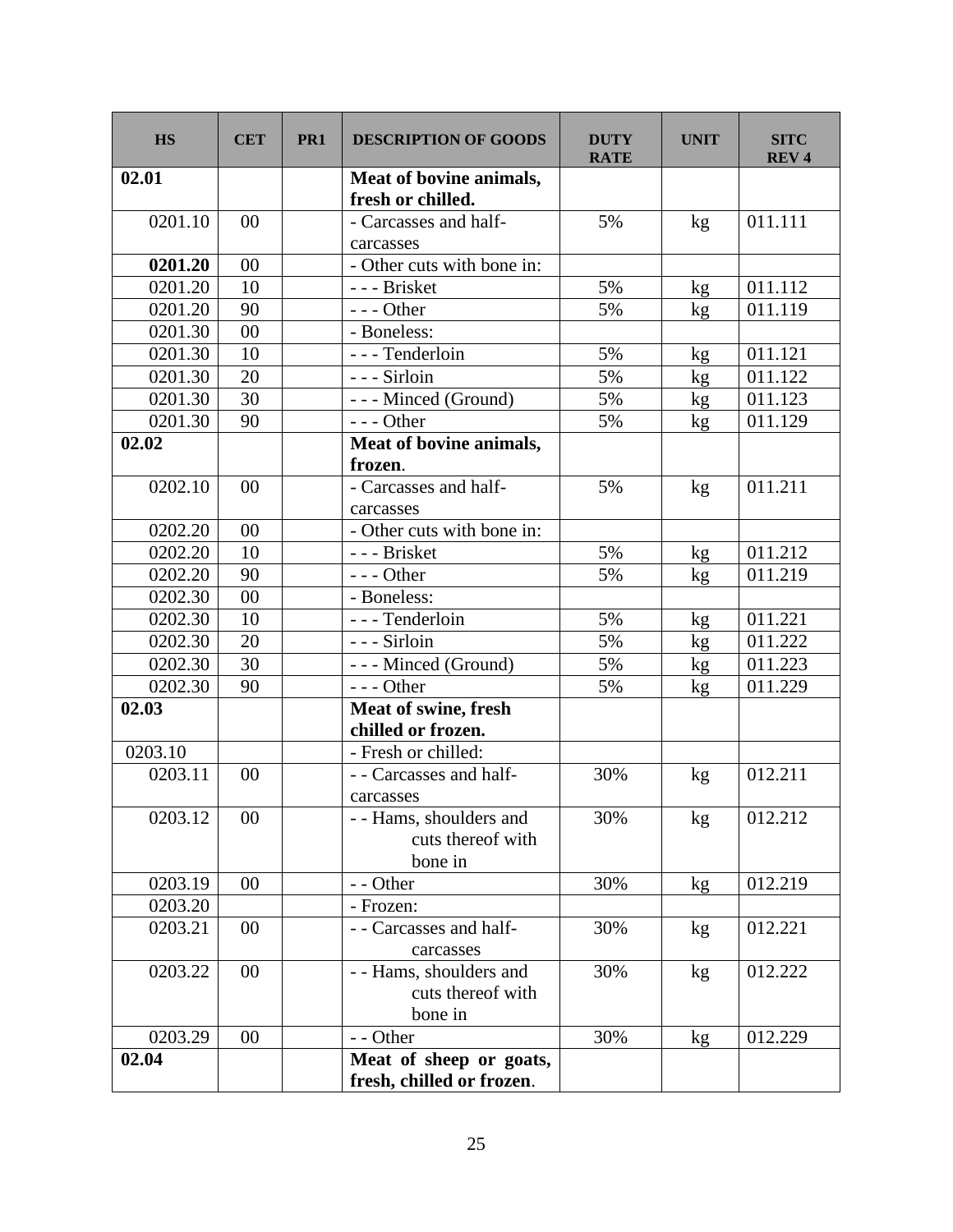| HS | CET | PR1 | DESCRIPTION OF GOODS | DUTY RATE | UNIT | SITC REV 4 |
|---|---|---|---|---|---|---|
| **02.01** | | | **Meat of bovine animals, fresh or chilled.** | | | |
| 0201.10 | 00 | | - Carcasses and half-carcasses | 5% | kg | 011.111 |
| **0201.20** | 00 | | - Other cuts with bone in: | | | |
| 0201.20 | 10 | | - - - Brisket | 5% | kg | 011.112 |
| 0201.20 | 90 | | - - - Other | 5% | kg | 011.119 |
| 0201.30 | 00 | | - Boneless: | | | |
| 0201.30 | 10 | | - - - Tenderloin | 5% | kg | 011.121 |
| 0201.30 | 20 | | - - - Sirloin | 5% | kg | 011.122 |
| 0201.30 | 30 | | - - - Minced (Ground) | 5% | kg | 011.123 |
| 0201.30 | 90 | | - - - Other | 5% | kg | 011.129 |
| **02.02** | | | **Meat of bovine animals, frozen**. | | | |
| 0202.10 | 00 | | - Carcasses and half-carcasses | 5% | kg | 011.211 |
| 0202.20 | 00 | | - Other cuts with bone in: | | | |
| 0202.20 | 10 | | - - - Brisket | 5% | kg | 011.212 |
| 0202.20 | 90 | | - - - Other | 5% | kg | 011.219 |
| 0202.30 | 00 | | - Boneless: | | | |
| 0202.30 | 10 | | - - - Tenderloin | 5% | kg | 011.221 |
| 0202.30 | 20 | | - - - Sirloin | 5% | kg | 011.222 |
| 0202.30 | 30 | | - - - Minced (Ground) | 5% | kg | 011.223 |
| 0202.30 | 90 | | - - - Other | 5% | kg | 011.229 |
| **02.03** | | | **Meat of swine, fresh chilled or frozen.** | | | |
| 0203.10 | | | - Fresh or chilled: | | | |
| 0203.11 | 00 | | - - Carcasses and half-carcasses | 30% | kg | 012.211 |
| 0203.12 | 00 | | - - Hams, shoulders and cuts thereof with bone in | 30% | kg | 012.212 |
| 0203.19 | 00 | | - - Other | 30% | kg | 012.219 |
| 0203.20 | | | - Frozen: | | | |
| 0203.21 | 00 | | - - Carcasses and half-carcasses | 30% | kg | 012.221 |
| 0203.22 | 00 | | - - Hams, shoulders and cuts thereof with bone in | 30% | kg | 012.222 |
| 0203.29 | 00 | | - - Other | 30% | kg | 012.229 |
| **02.04** | | | **Meat of sheep or goats, fresh, chilled or frozen**. | | | |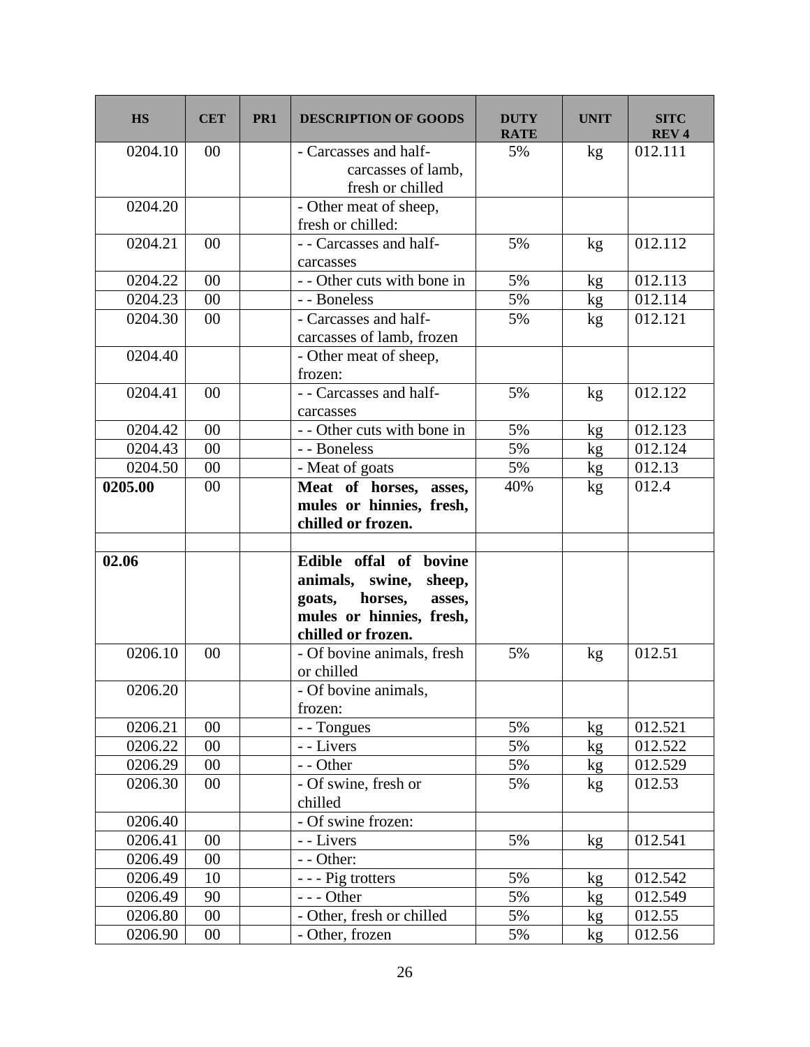| HS | CET | PR1 | DESCRIPTION OF GOODS | DUTY RATE | UNIT | SITC REV 4 |
|---|---|---|---|---|---|---|
| 0204.10 | 00 | | - Carcasses and half-carcasses of lamb, fresh or chilled | 5% | kg | 012.111 |
| 0204.20 | | | - Other meat of sheep, fresh or chilled: | | | |
| 0204.21 | 00 | | - - Carcasses and half-carcasses | 5% | kg | 012.112 |
| 0204.22 | 00 | | - - Other cuts with bone in | 5% | kg | 012.113 |
| 0204.23 | 00 | | - - Boneless | 5% | kg | 012.114 |
| 0204.30 | 00 | | - Carcasses and half-carcasses of lamb, frozen | 5% | kg | 012.121 |
| 0204.40 | | | - Other meat of sheep, frozen: | | | |
| 0204.41 | 00 | | - - Carcasses and half-carcasses | 5% | kg | 012.122 |
| 0204.42 | 00 | | - - Other cuts with bone in | 5% | kg | 012.123 |
| 0204.43 | 00 | | - - Boneless | 5% | kg | 012.124 |
| 0204.50 | 00 | | - Meat of goats | 5% | kg | 012.13 |
| **0205.00** | 00 | | **Meat of horses, asses, mules or hinnies, fresh, chilled or frozen.** | 40% | kg | 012.4 |
| | | | | | | |
| **02.06** | | | **Edible offal of bovine animals, swine, sheep, goats, horses, asses, mules or hinnies, fresh, chilled or frozen.** | | | |
| 0206.10 | 00 | | - Of bovine animals, fresh or chilled | 5% | kg | 012.51 |
| 0206.20 | | | - Of bovine animals, frozen: | | | |
| 0206.21 | 00 | | - - Tongues | 5% | kg | 012.521 |
| 0206.22 | 00 | | - - Livers | 5% | kg | 012.522 |
| 0206.29 | 00 | | - - Other | 5% | kg | 012.529 |
| 0206.30 | 00 | | - Of swine, fresh or chilled | 5% | kg | 012.53 |
| 0206.40 | | | - Of swine frozen: | | | |
| 0206.41 | 00 | | - - Livers | 5% | kg | 012.541 |
| 0206.49 | 00 | | - - Other: | | | |
| 0206.49 | 10 | | - - - Pig trotters | 5% | kg | 012.542 |
| 0206.49 | 90 | | - - - Other | 5% | kg | 012.549 |
| 0206.80 | 00 | | - Other, fresh or chilled | 5% | kg | 012.55 |
| 0206.90 | 00 | | - Other, frozen | 5% | kg | 012.56 |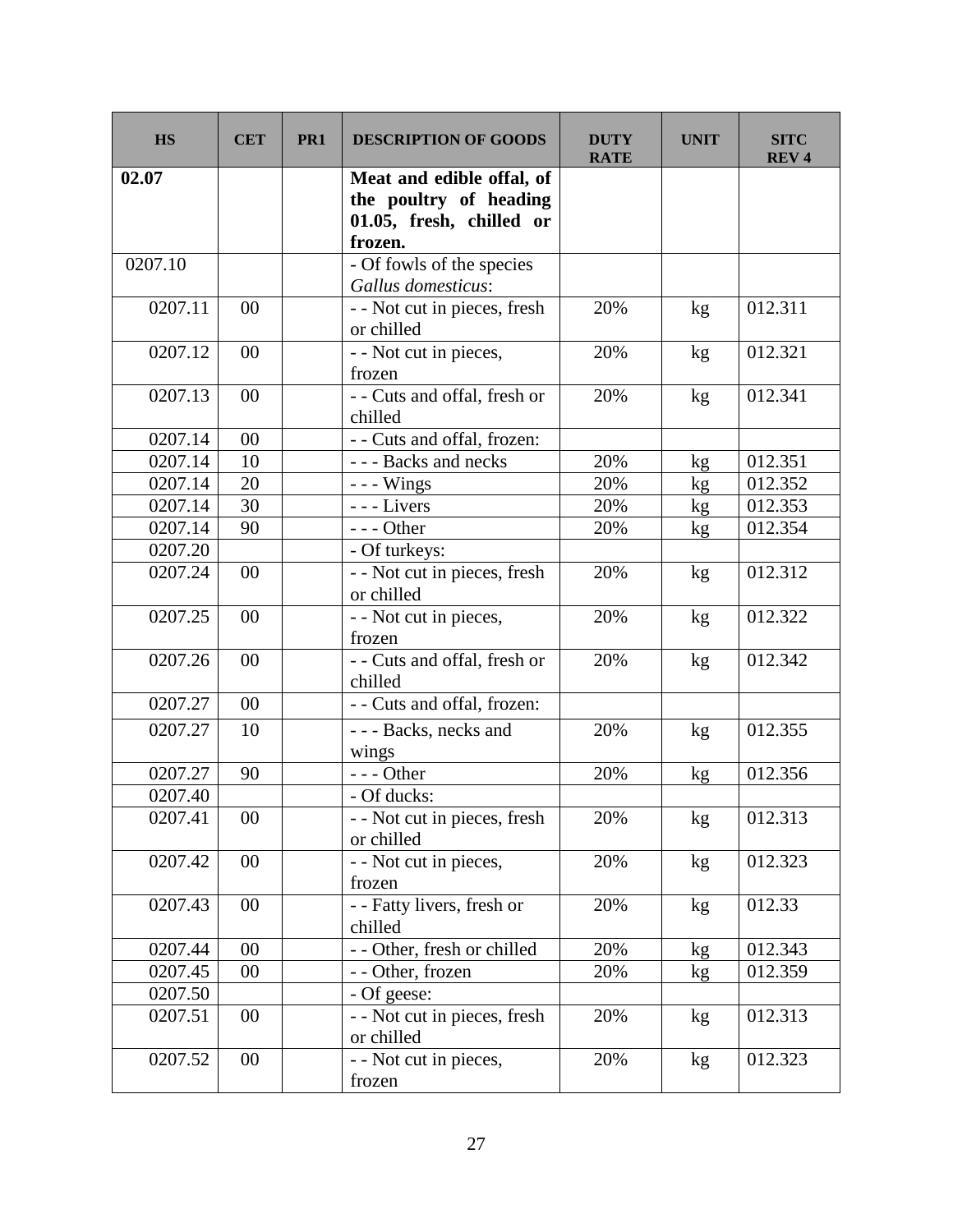| HS | CET | PR1 | DESCRIPTION OF GOODS | DUTY RATE | UNIT | SITC REV 4 |
|---|---|---|---|---|---|---|
| **02.07** | | | **Meat and edible offal, of the poultry of heading 01.05, fresh, chilled or frozen.** | | | |
| 0207.10 | | | - Of fowls of the species *Gallus domesticus*: | | | |
| 0207.11 | 00 | | - - Not cut in pieces, fresh or chilled | 20% | kg | 012.311 |
| 0207.12 | 00 | | - - Not cut in pieces, frozen | 20% | kg | 012.321 |
| 0207.13 | 00 | | - - Cuts and offal, fresh or chilled | 20% | kg | 012.341 |
| 0207.14 | 00 | | - - Cuts and offal, frozen: | | | |
| 0207.14 | 10 | | - - - Backs and necks | 20% | kg | 012.351 |
| 0207.14 | 20 | | - - - Wings | 20% | kg | 012.352 |
| 0207.14 | 30 | | - - - Livers | 20% | kg | 012.353 |
| 0207.14 | 90 | | - - - Other | 20% | kg | 012.354 |
| 0207.20 | | | - Of turkeys: | | | |
| 0207.24 | 00 | | - - Not cut in pieces, fresh or chilled | 20% | kg | 012.312 |
| 0207.25 | 00 | | - - Not cut in pieces, frozen | 20% | kg | 012.322 |
| 0207.26 | 00 | | - - Cuts and offal, fresh or chilled | 20% | kg | 012.342 |
| 0207.27 | 00 | | - - Cuts and offal, frozen: | | | |
| 0207.27 | 10 | | - - - Backs, necks and wings | 20% | kg | 012.355 |
| 0207.27 | 90 | | - - - Other | 20% | kg | 012.356 |
| 0207.40 | | | - Of ducks: | | | |
| 0207.41 | 00 | | - - Not cut in pieces, fresh or chilled | 20% | kg | 012.313 |
| 0207.42 | 00 | | - - Not cut in pieces, frozen | 20% | kg | 012.323 |
| 0207.43 | 00 | | - - Fatty livers, fresh or chilled | 20% | kg | 012.33 |
| 0207.44 | 00 | | - - Other, fresh or chilled | 20% | kg | 012.343 |
| 0207.45 | 00 | | - - Other, frozen | 20% | kg | 012.359 |
| 0207.50 | | | - Of geese: | | | |
| 0207.51 | 00 | | - - Not cut in pieces, fresh or chilled | 20% | kg | 012.313 |
| 0207.52 | 00 | | - - Not cut in pieces, frozen | 20% | kg | 012.323 |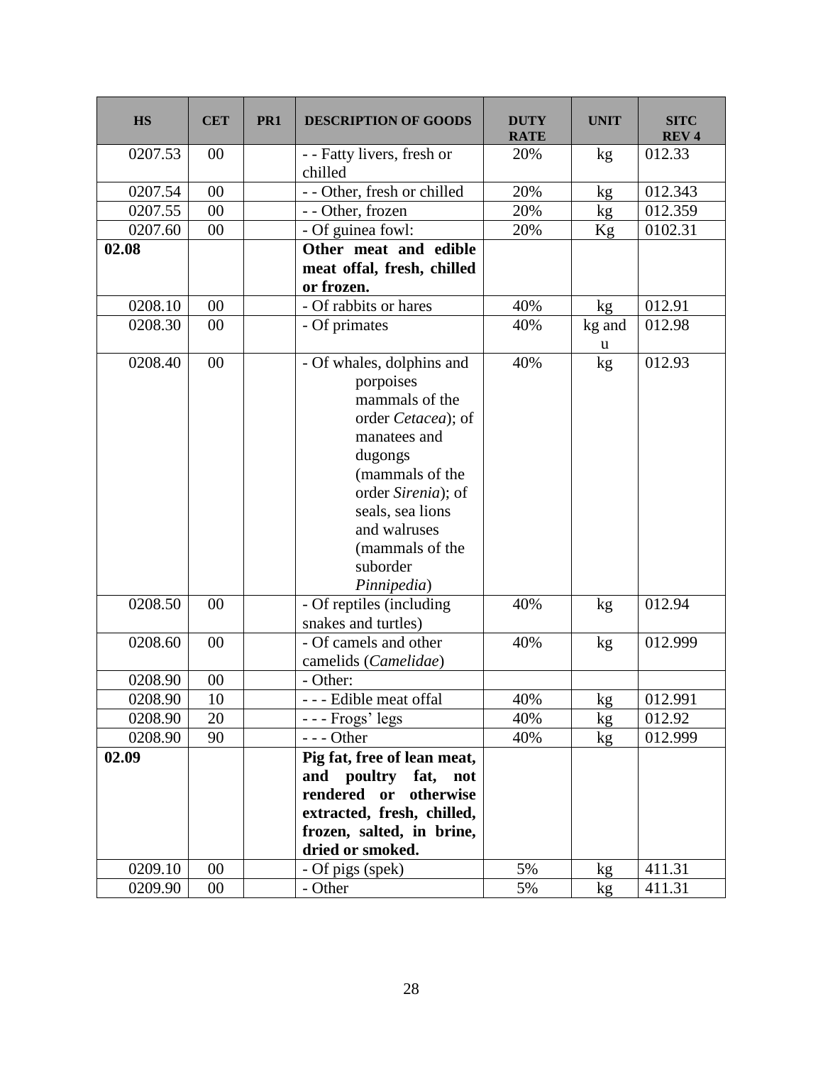| HS | CET | PR1 | DESCRIPTION OF GOODS | DUTY RATE | UNIT | SITC REV 4 |
|---|---|---|---|---|---|---|
| 0207.53 | 00 | | - - Fatty livers, fresh or chilled | 20% | kg | 012.33 |
| 0207.54 | 00 | | - - Other, fresh or chilled | 20% | kg | 012.343 |
| 0207.55 | 00 | | - - Other, frozen | 20% | kg | 012.359 |
| 0207.60 | 00 | | - Of guinea fowl: | 20% | Kg | 0102.31 |
| **02.08** | | | **Other meat and edible meat offal, fresh, chilled or frozen.** | | | |
| 0208.10 | 00 | | - Of rabbits or hares | 40% | kg | 012.91 |
| 0208.30 | 00 | | - Of primates | 40% | kg and u | 012.98 |
| 0208.40 | 00 | | - Of whales, dolphins and porpoises mammals of the order *Cetacea*); of manatees and dugongs (mammals of the order *Sirenia*); of seals, sea lions and walruses (mammals of the suborder *Pinnipedia*) | 40% | kg | 012.93 |
| 0208.50 | 00 | | - Of reptiles (including snakes and turtles) | 40% | kg | 012.94 |
| 0208.60 | 00 | | - Of camels and other camelids (*Camelidae*) | 40% | kg | 012.999 |
| 0208.90 | 00 | | - Other: | | | |
| 0208.90 | 10 | | - - - Edible meat offal | 40% | kg | 012.991 |
| 0208.90 | 20 | | - - - Frogs' legs | 40% | kg | 012.92 |
| 0208.90 | 90 | | - - - Other | 40% | kg | 012.999 |
| **02.09** | | | **Pig fat, free of lean meat, and poultry fat, not rendered or otherwise extracted, fresh, chilled, frozen, salted, in brine, dried or smoked.** | | | |
| 0209.10 | 00 | | - Of pigs (spek) | 5% | kg | 411.31 |
| 0209.90 | 00 | | - Other | 5% | kg | 411.31 |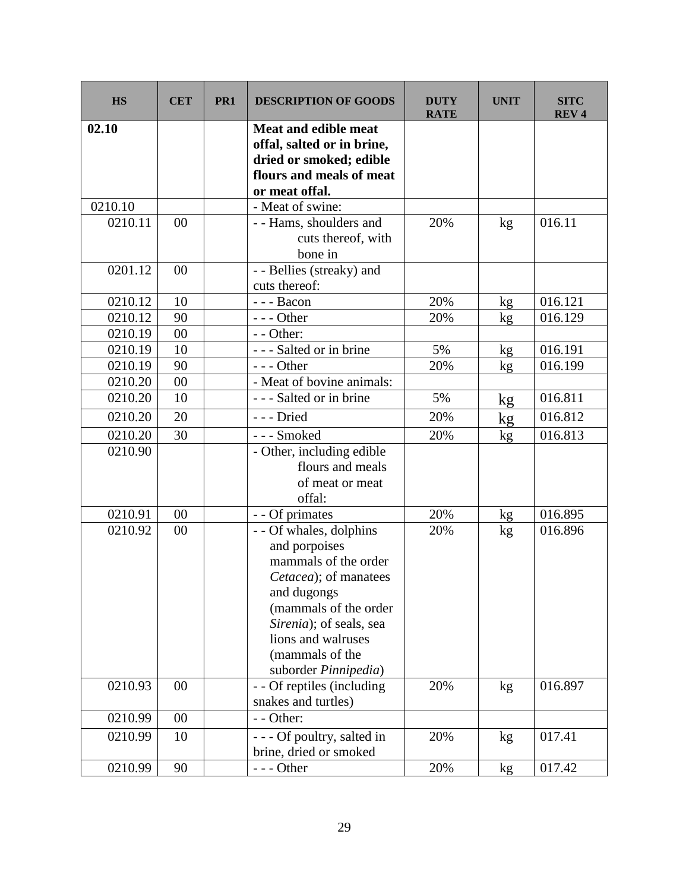| HS | CET | PR1 | DESCRIPTION OF GOODS | DUTY RATE | UNIT | SITC REV 4 |
|---|---|---|---|---|---|---|
| **02.10** | | | **Meat and edible meat offal, salted or in brine, dried or smoked; edible flours and meals of meat or meat offal.** | | | |
| 0210.10 | | | - Meat of swine: | | | |
| 0210.11 | 00 | | - - Hams, shoulders and cuts thereof, with bone in | 20% | kg | 016.11 |
| 0201.12 | 00 | | - - Bellies (streaky) and cuts thereof: | | | |
| 0210.12 | 10 | | - - - Bacon | 20% | kg | 016.121 |
| 0210.12 | 90 | | - - - Other | 20% | kg | 016.129 |
| 0210.19 | 00 | | - - Other: | | | |
| 0210.19 | 10 | | - - - Salted or in brine | 5% | kg | 016.191 |
| 0210.19 | 90 | | - - - Other | 20% | kg | 016.199 |
| 0210.20 | 00 | | - Meat of bovine animals: | | | |
| 0210.20 | 10 | | - - - Salted or in brine | 5% | kg | 016.811 |
| 0210.20 | 20 | | - - - Dried | 20% | kg | 016.812 |
| 0210.20 | 30 | | - - - Smoked | 20% | kg | 016.813 |
| 0210.90 | | | - Other, including edible flours and meals of meat or meat offal: | | | |
| 0210.91 | 00 | | - - Of primates | 20% | kg | 016.895 |
| 0210.92 | 00 | | - - Of whales, dolphins and porpoises mammals of the order *Cetacea*); of manatees and dugongs (mammals of the order *Sirenia*); of seals, sea lions and walruses (mammals of the suborder *Pinnipedia*) | 20% | kg | 016.896 |
| 0210.93 | 00 | | - - Of reptiles (including snakes and turtles) | 20% | kg | 016.897 |
| 0210.99 | 00 | | - - Other: | | | |
| 0210.99 | 10 | | - - - Of poultry, salted in brine, dried or smoked | 20% | kg | 017.41 |
| 0210.99 | 90 | | - - - Other | 20% | kg | 017.42 |